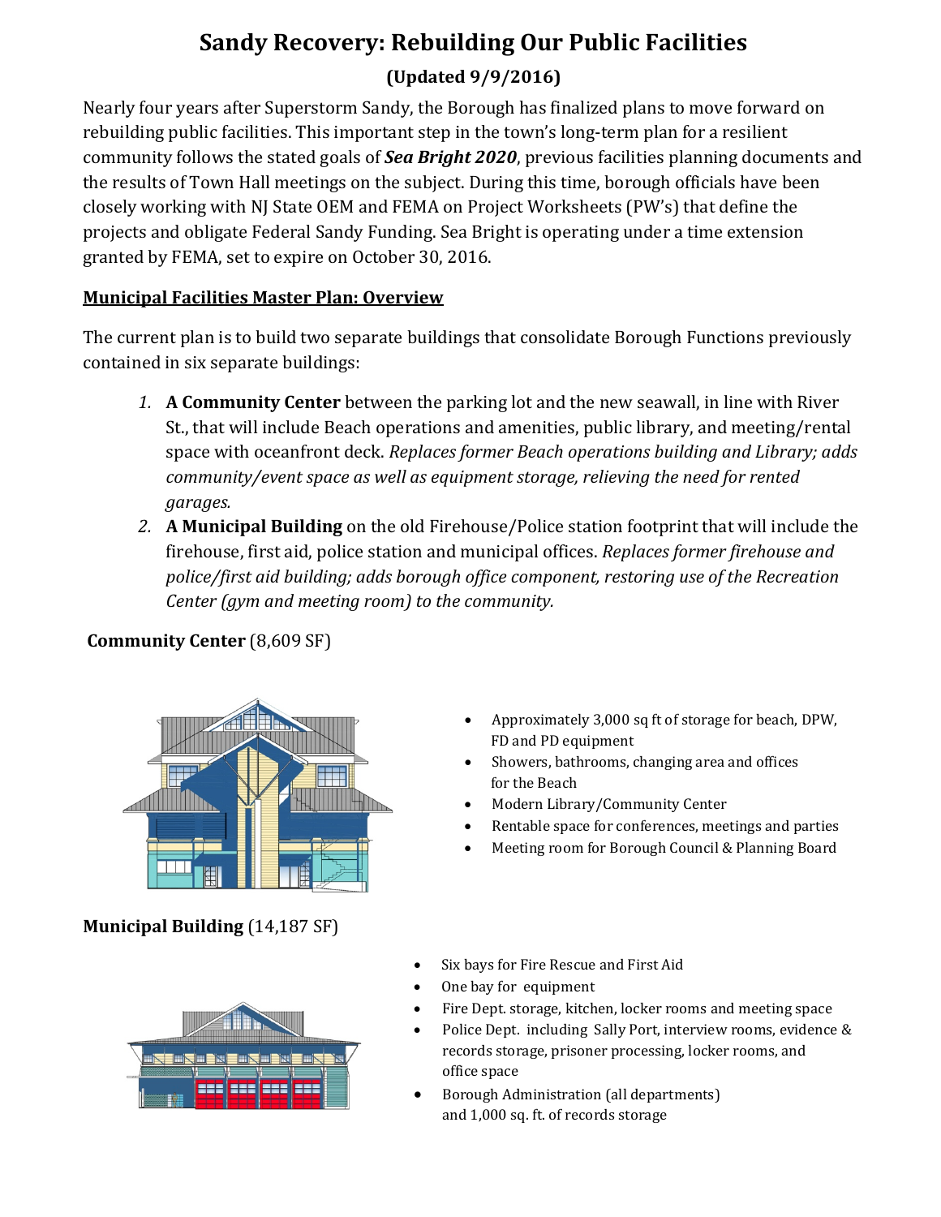# Sandy Recovery: Rebuilding Our Public Facilities

## (Updated 9/9/2016)

Nearly four years after Superstorm Sandy, the Borough has finalized plans to move forward on rebuilding public facilities. This important step in the town's long-term plan for a resilient community follows the stated goals of ***Sea Bright 2020***, previous facilities planning documents and the results of Town Hall meetings on the subject. During this time, borough officials have been closely working with NJ State OEM and FEMA on Project Worksheets (PW's) that define the projects and obligate Federal Sandy Funding. Sea Bright is operating under a time extension granted by FEMA, set to expire on October 30, 2016.

**Municipal Facilities Master Plan: Overview**

The current plan is to build two separate buildings that consolidate Borough Functions previously contained in six separate buildings:

1. **A Community Center** between the parking lot and the new seawall, in line with River St., that will include Beach operations and amenities, public library, and meeting/rental space with oceanfront deck. *Replaces former Beach operations building and Library; adds community/event space as well as equipment storage, relieving the need for rented garages.*
2. **A Municipal Building** on the old Firehouse/Police station footprint that will include the firehouse, first aid, police station and municipal offices. *Replaces former firehouse and police/first aid building; adds borough office component, restoring use of the Recreation Center (gym and meeting room) to the community.*

**Community Center** (8,609 SF)

- Approximately 3,000 sq ft of storage for beach, DPW, FD and PD equipment
- Showers, bathrooms, changing area and offices for the Beach
- Modern Library/Community Center
- Rentable space for conferences, meetings and parties
- Meeting room for Borough Council & Planning Board

**Municipal Building** (14,187 SF)

- Six bays for Fire Rescue and First Aid
- One bay for equipment
- Fire Dept. storage, kitchen, locker rooms and meeting space
- Police Dept. including Sally Port, interview rooms, evidence & records storage, prisoner processing, locker rooms, and office space
- Borough Administration (all departments) and 1,000 sq. ft. of records storage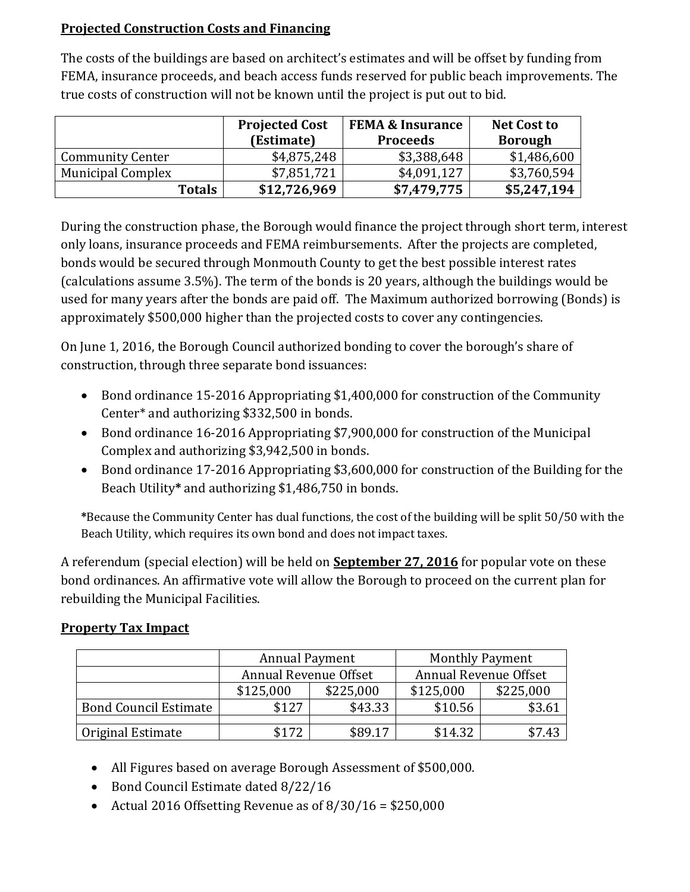**Projected Construction Costs and Financing**

The costs of the buildings are based on architect's estimates and will be offset by funding from FEMA, insurance proceeds, and beach access funds reserved for public beach improvements. The true costs of construction will not be known until the project is put out to bid.

| | Projected Cost (Estimate) | FEMA & Insurance Proceeds | Net Cost to Borough |
|---|---|---|---|
| Community Center | $4,875,248 | $3,388,648 | $1,486,600 |
| Municipal Complex | $7,851,721 | $4,091,127 | $3,760,594 |
| **Totals** | **$12,726,969** | **$7,479,775** | **$5,247,194** |

During the construction phase, the Borough would finance the project through short term, interest only loans, insurance proceeds and FEMA reimbursements. After the projects are completed, bonds would be secured through Monmouth County to get the best possible interest rates (calculations assume 3.5%). The term of the bonds is 20 years, although the buildings would be used for many years after the bonds are paid off. The Maximum authorized borrowing (Bonds) is approximately $500,000 higher than the projected costs to cover any contingencies.

On June 1, 2016, the Borough Council authorized bonding to cover the borough's share of construction, through three separate bond issuances:

- Bond ordinance 15-2016 Appropriating $1,400,000 for construction of the Community Center* and authorizing $332,500 in bonds.
- Bond ordinance 16-2016 Appropriating $7,900,000 for construction of the Municipal Complex and authorizing $3,942,500 in bonds.
- Bond ordinance 17-2016 Appropriating $3,600,000 for construction of the Building for the Beach Utility* and authorizing $1,486,750 in bonds.

*Because the Community Center has dual functions, the cost of the building will be split 50/50 with the Beach Utility, which requires its own bond and does not impact taxes.

A referendum (special election) will be held on **September 27, 2016** for popular vote on these bond ordinances. An affirmative vote will allow the Borough to proceed on the current plan for rebuilding the Municipal Facilities.

**Property Tax Impact**

| | Annual Payment | | Monthly Payment | |
|---|---|---|---|---|
| | Annual Revenue Offset | | Annual Revenue Offset | |
| | $125,000 | $225,000 | $125,000 | $225,000 |
| Bond Council Estimate | $127 | $43.33 | $10.56 | $3.61 |
| Original Estimate | $172 | $89.17 | $14.32 | $7.43 |

- All Figures based on average Borough Assessment of $500,000.
- Bond Council Estimate dated 8/22/16
- Actual 2016 Offsetting Revenue as of 8/30/16 = $250,000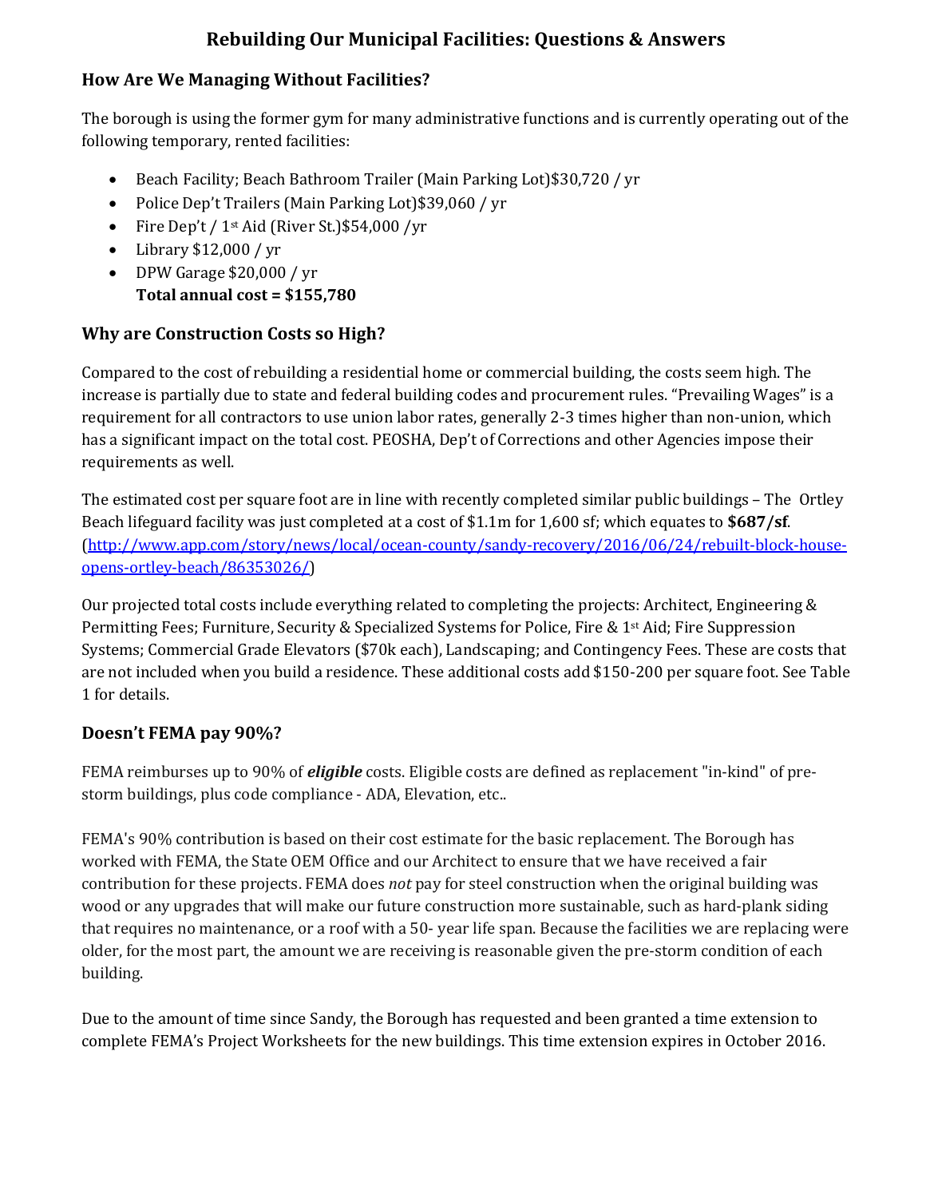# Rebuilding Our Municipal Facilities: Questions & Answers

## How Are We Managing Without Facilities?

The borough is using the former gym for many administrative functions and is currently operating out of the following temporary, rented facilities:

- Beach Facility; Beach Bathroom Trailer (Main Parking Lot)$30,720 / yr
- Police Dep't Trailers (Main Parking Lot)$39,060 / yr
- Fire Dep't / 1st Aid (River St.)$54,000 /yr
- Library $12,000 / yr
- DPW Garage $20,000 / yr

  **Total annual cost = $155,780**

## Why are Construction Costs so High?

Compared to the cost of rebuilding a residential home or commercial building, the costs seem high. The increase is partially due to state and federal building codes and procurement rules. "Prevailing Wages" is a requirement for all contractors to use union labor rates, generally 2-3 times higher than non-union, which has a significant impact on the total cost. PEOSHA, Dep't of Corrections and other Agencies impose their requirements as well.

The estimated cost per square foot are in line with recently completed similar public buildings – The Ortley Beach lifeguard facility was just completed at a cost of $1.1m for 1,600 sf; which equates to **$687/sf**. (http://www.app.com/story/news/local/ocean-county/sandy-recovery/2016/06/24/rebuilt-block-house-opens-ortley-beach/86353026/)

Our projected total costs include everything related to completing the projects: Architect, Engineering & Permitting Fees; Furniture, Security & Specialized Systems for Police, Fire & 1st Aid; Fire Suppression Systems; Commercial Grade Elevators ($70k each), Landscaping; and Contingency Fees. These are costs that are not included when you build a residence. These additional costs add $150-200 per square foot. See Table 1 for details.

## Doesn't FEMA pay 90%?

FEMA reimburses up to 90% of ***eligible*** costs. Eligible costs are defined as replacement "in-kind" of pre-storm buildings, plus code compliance - ADA, Elevation, etc..

FEMA's 90% contribution is based on their cost estimate for the basic replacement. The Borough has worked with FEMA, the State OEM Office and our Architect to ensure that we have received a fair contribution for these projects. FEMA does *not* pay for steel construction when the original building was wood or any upgrades that will make our future construction more sustainable, such as hard-plank siding that requires no maintenance, or a roof with a 50- year life span. Because the facilities we are replacing were older, for the most part, the amount we are receiving is reasonable given the pre-storm condition of each building.

Due to the amount of time since Sandy, the Borough has requested and been granted a time extension to complete FEMA's Project Worksheets for the new buildings. This time extension expires in October 2016.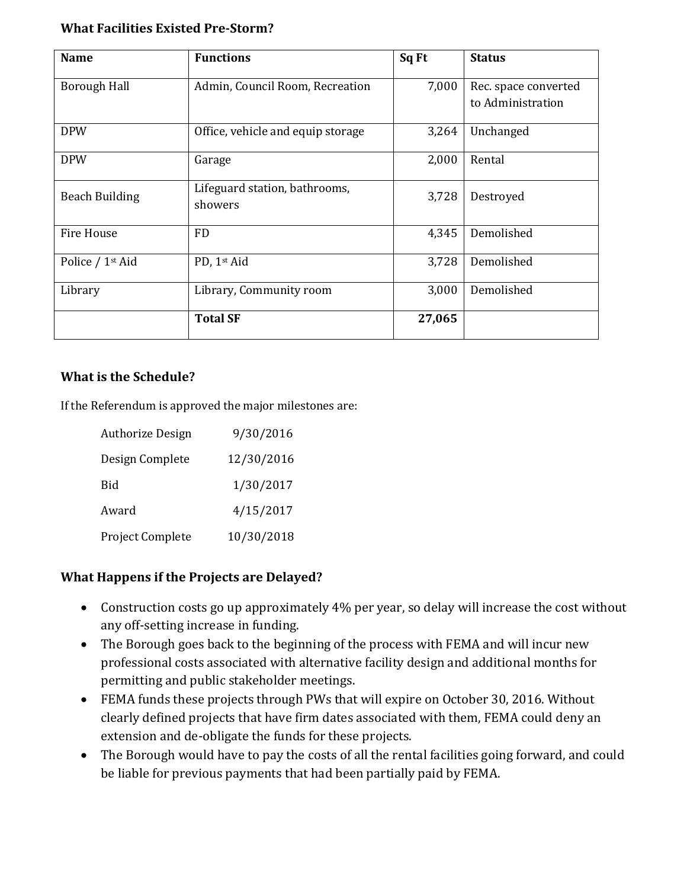### What Facilities Existed Pre-Storm?

| Name | Functions | Sq Ft | Status |
|---|---|---|---|
| Borough Hall | Admin, Council Room, Recreation | 7,000 | Rec. space converted to Administration |
| DPW | Office, vehicle and equip storage | 3,264 | Unchanged |
| DPW | Garage | 2,000 | Rental |
| Beach Building | Lifeguard station, bathrooms, showers | 3,728 | Destroyed |
| Fire House | FD | 4,345 | Demolished |
| Police / 1st Aid | PD, 1st Aid | 3,728 | Demolished |
| Library | Library, Community room | 3,000 | Demolished |
| | **Total SF** | **27,065** | |

### What is the Schedule?

If the Referendum is approved the major milestones are:

| | |
|---|---|
| Authorize Design | 9/30/2016 |
| Design Complete | 12/30/2016 |
| Bid | 1/30/2017 |
| Award | 4/15/2017 |
| Project Complete | 10/30/2018 |

### What Happens if the Projects are Delayed?

- Construction costs go up approximately 4% per year, so delay will increase the cost without any off-setting increase in funding.
- The Borough goes back to the beginning of the process with FEMA and will incur new professional costs associated with alternative facility design and additional months for permitting and public stakeholder meetings.
- FEMA funds these projects through PWs that will expire on October 30, 2016. Without clearly defined projects that have firm dates associated with them, FEMA could deny an extension and de-obligate the funds for these projects.
- The Borough would have to pay the costs of all the rental facilities going forward, and could be liable for previous payments that had been partially paid by FEMA.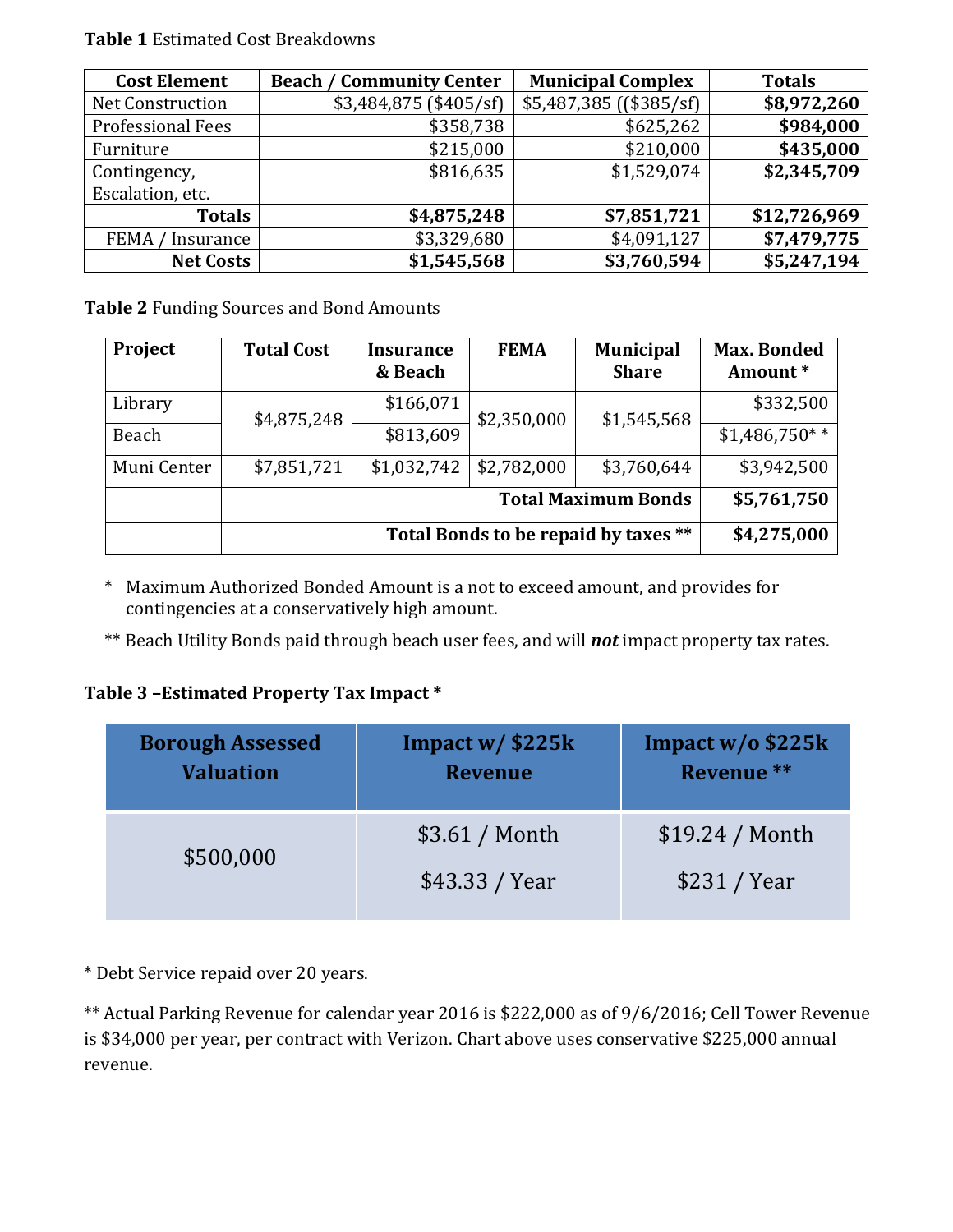**Table 1** Estimated Cost Breakdowns

| Cost Element | Beach / Community Center | Municipal Complex | Totals |
|---|---|---|---|
| Net Construction | $3,484,875 ($405/sf) | $5,487,385 (($385/sf) | **$8,972,260** |
| Professional Fees | $358,738 | $625,262 | **$984,000** |
| Furniture | $215,000 | $210,000 | **$435,000** |
| Contingency, Escalation, etc. | $816,635 | $1,529,074 | **$2,345,709** |
| **Totals** | **$4,875,248** | **$7,851,721** | **$12,726,969** |
| FEMA / Insurance | $3,329,680 | $4,091,127 | **$7,479,775** |
| **Net Costs** | **$1,545,568** | **$3,760,594** | **$5,247,194** |

**Table 2** Funding Sources and Bond Amounts

| Project | Total Cost | Insurance & Beach | FEMA | Municipal Share | Max. Bonded Amount * |
|---|---|---|---|---|---|
| Library | $4,875,248 | $166,071 | $2,350,000 | $1,545,568 | $332,500 |
| Beach | | $813,609 | | | $1,486,750* * |
| Muni Center | $7,851,721 | $1,032,742 | $2,782,000 | $3,760,644 | $3,942,500 |
| | | | | **Total Maximum Bonds** | **$5,761,750** |
| | | | | **Total Bonds to be repaid by taxes \*\*** | **$4,275,000** |

\* Maximum Authorized Bonded Amount is a not to exceed amount, and provides for contingencies at a conservatively high amount.

\*\* Beach Utility Bonds paid through beach user fees, and will ***not*** impact property tax rates.

**Table 3 –Estimated Property Tax Impact \***

| Borough Assessed Valuation | Impact w/ $225k Revenue | Impact w/o $225k Revenue ** |
|---|---|---|
| $500,000 | $3.61 / Month<br>$43.33 / Year | $19.24 / Month<br>$231 / Year |

\* Debt Service repaid over 20 years.

\*\* Actual Parking Revenue for calendar year 2016 is $222,000 as of 9/6/2016; Cell Tower Revenue is $34,000 per year, per contract with Verizon. Chart above uses conservative $225,000 annual revenue.